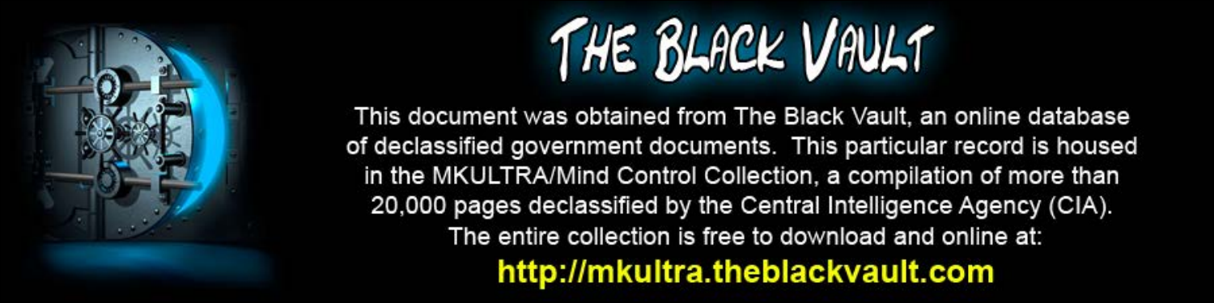# THE BLACK VAULT

This document was obtained from The Black Vault, an online database of declassified government documents. This particular record is housed in the MKULTRA/Mind Control Collection, a compilation of more than 20,000 pages declassified by the Central Intelligence Agency (CIA). The entire collection is free to download and online at:

**http://mkultra.theblackvault.com**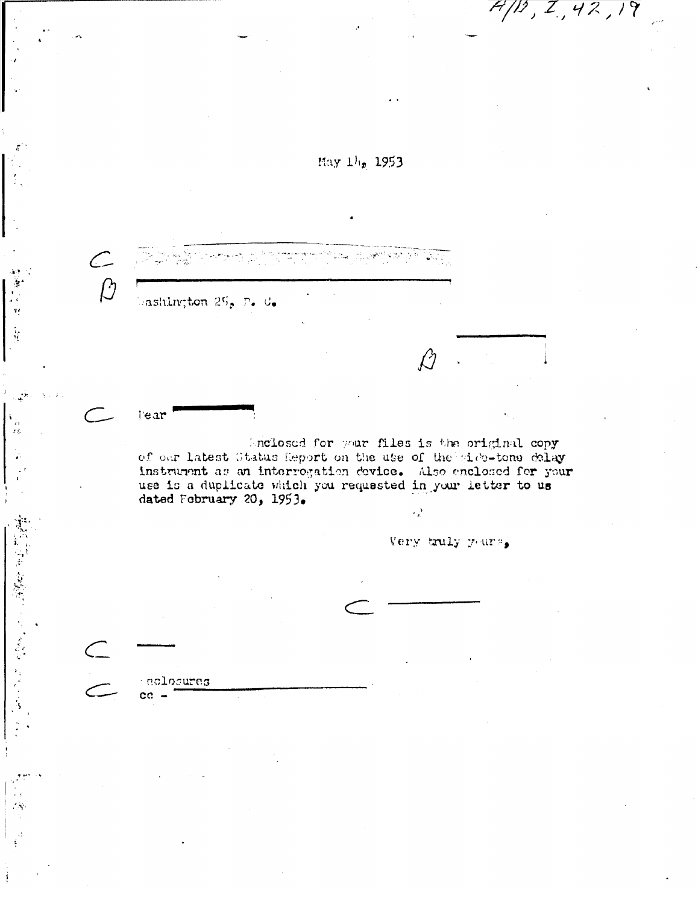A/B, I, 42, 19

May 14, 1953

C

B

Washington 25, D. C.

B

C Dear :

Enclosed for your files is the original copy of our latest Status Report on the use of the side-tone delay instrument as an interrogation device. Also enclosed for your use is a duplicate which you requested in your letter to us dated February 20, 1953.

Very truly yours,

C

C

C Enclosures
cc -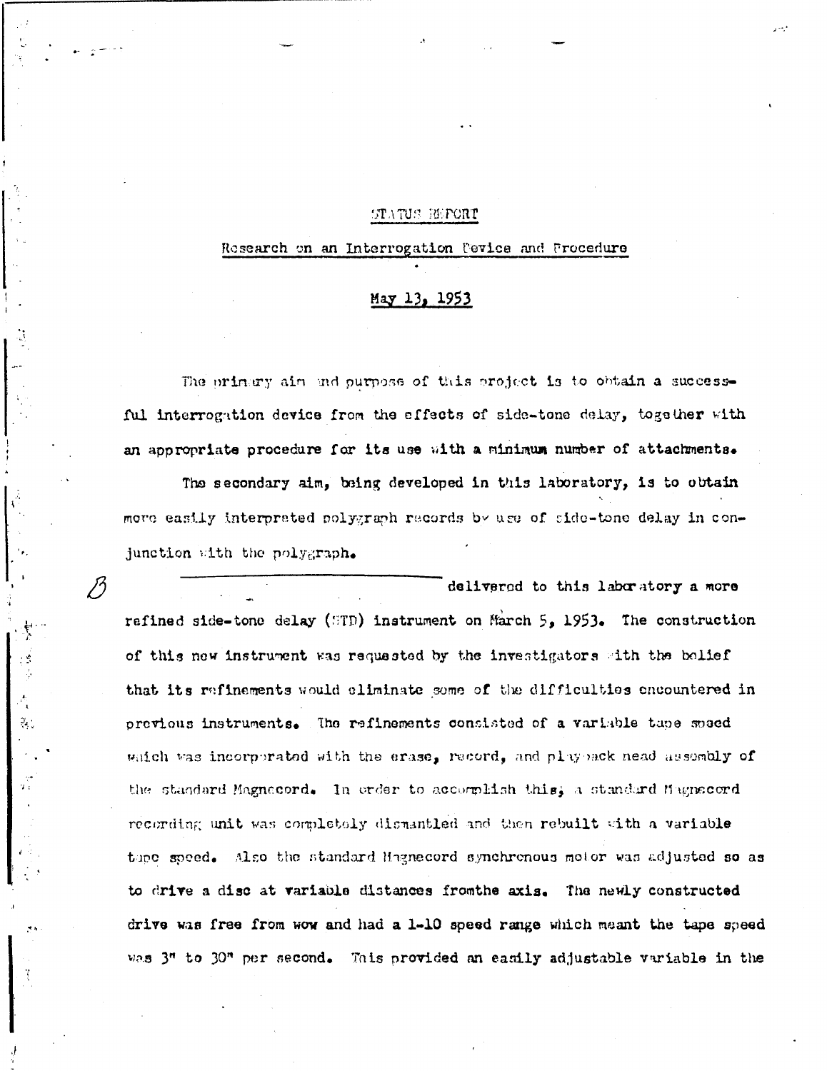# STATUS REPORT

## Research on an Interrogation Device and Procedure

### May 13, 1953

The primary aim and purpose of this project is to obtain a successful interrogation device from the effects of side-tone delay, together with an appropriate procedure for its use with a minimum number of attachments.

The secondary aim, being developed in this laboratory, is to obtain more easily interpreted polygraph records by use of side-tone delay in conjunction with the polygraph.

B _______________________ delivered to this laboratory a more refined side-tone delay (STD) instrument on March 5, 1953. The construction of this new instrument was requested by the investigators with the belief that its refinements would eliminate some of the difficulties encountered in previous instruments. The refinements consisted of a variable tape speed which was incorporated with the erase, record, and playback head assembly of the standard Magnecord. In order to accomplish this, a standard Magnecord recording unit was completely dismantled and then rebuilt with a variable tape speed. Also the standard Magnecord synchronous motor was adjusted so as to drive a disc at variable distances fromthe axis. The newly constructed drive was free from wow and had a 1-10 speed range which meant the tape speed was 3" to 30" per second. This provided an easily adjustable variable in the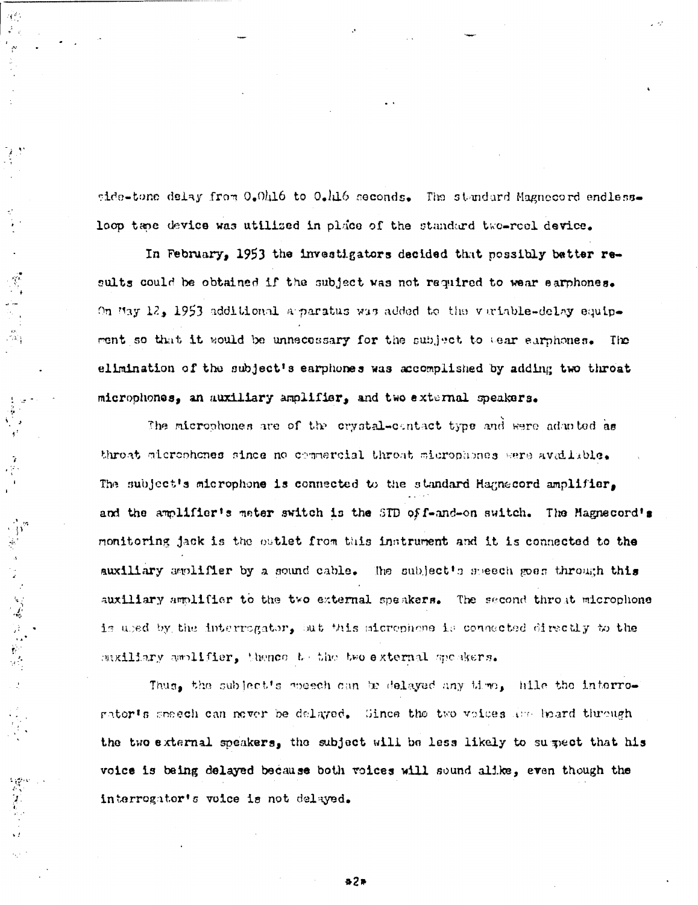side-tone delay from 0.0416 to 0.416 seconds. The standard Magnecord endless-loop tape device was utilized in place of the standard two-reel device.

In February, 1953 the investigators decided that possibly better results could be obtained if the subject was not required to wear earphones. On May 12, 1953 additional apparatus was added to the variable-delay equipment so that it would be unnecessary for the subject to wear earphones. The elimination of the subject's earphones was accomplished by adding two throat microphones, an auxiliary amplifier, and two external speakers.

The microphones are of the crystal-contact type and were adapted as throat microphones since no commercial throat microphones were available. The subject's microphone is connected to the standard Magnecord amplifier, and the amplifier's meter switch is the STD off-and-on switch. The Magnecord's monitoring jack is the outlet from this instrument and it is connected to the auxiliary amplifier by a sound cable. The subject's speech goes through this auxiliary amplifier to the two external speakers. The second throat microphone is used by the interrogator, but this microphone is connected directly to the auxiliary amplifier, thence to the two external speakers.

Thus, the subject's speech can be delayed any time, while the interrogator's speech can never be delayed. Since the two voices are heard through the two external speakers, the subject will be less likely to suspect that his voice is being delayed because both voices will sound alike, even though the interrogator's voice is not delayed.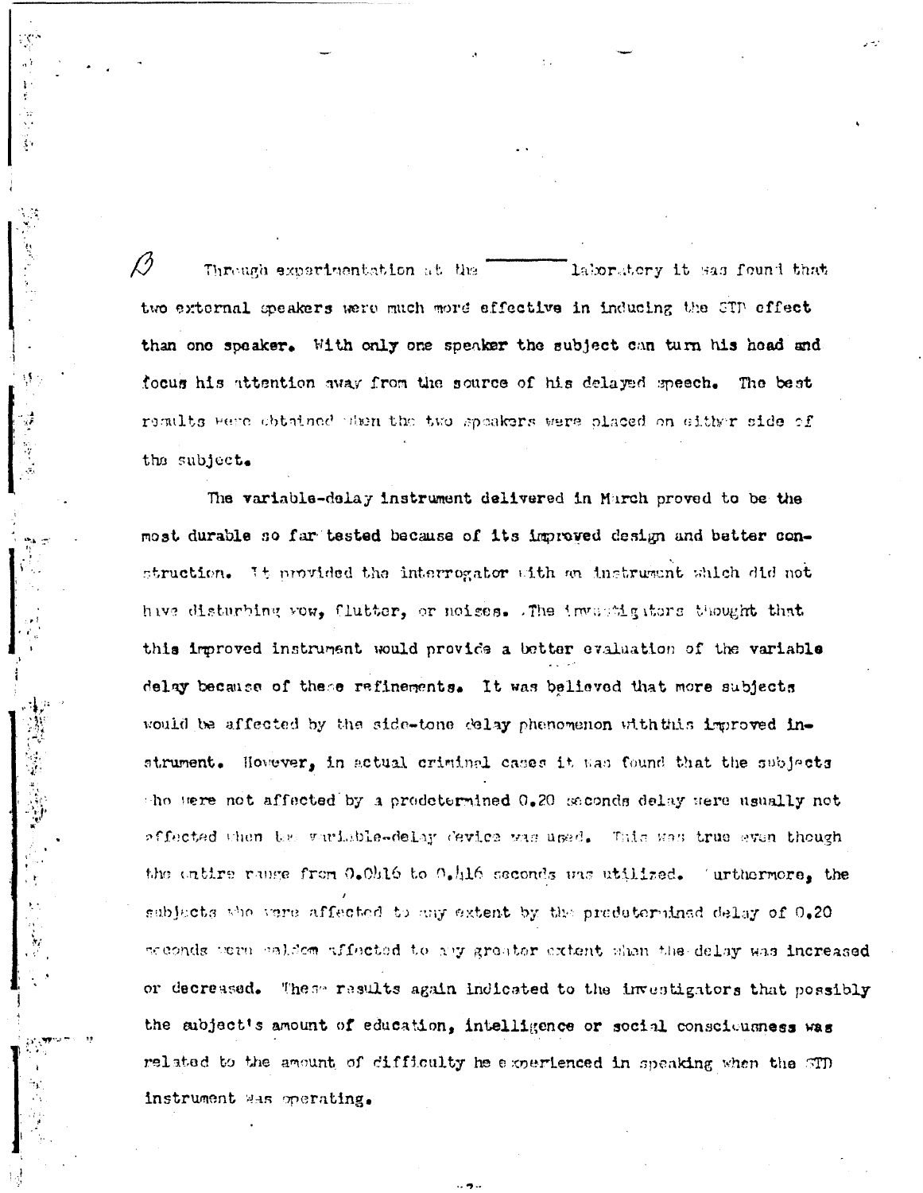Through experimentation at the laboratory it was found that two external speakers were much more effective in inducing the STD effect than one speaker. With only one speaker the subject can turn his head and focus his attention away from the source of his delayed speech. The best results were obtained when the two speakers were placed on either side of the subject.

The variable-delay instrument delivered in March proved to be the most durable so far tested because of its improved design and better construction. It provided the interrogator with an instrument which did not have disturbing wow, flutter, or noises. The investigators thought that this improved instrument would provide a better evaluation of the variable delay because of these refinements. It was believed that more subjects would be affected by the side-tone delay phenomenon with this improved instrument. However, in actual criminal cases it was found that the subjects who were not affected by a predetermined 0.20 seconds delay were usually not affected when the variable-delay device was used. This was true even though the entire range from 0.0416 to 0.416 seconds was utilized. Furthermore, the subjects who were affected to any extent by the predetermined delay of 0.20 seconds were seldom affected to any greater extent when the delay was increased or decreased. These results again indicated to the investigators that possibly the subject's amount of education, intelligence or social consciousness was related to the amount of difficulty he experienced in speaking when the STD instrument was operating.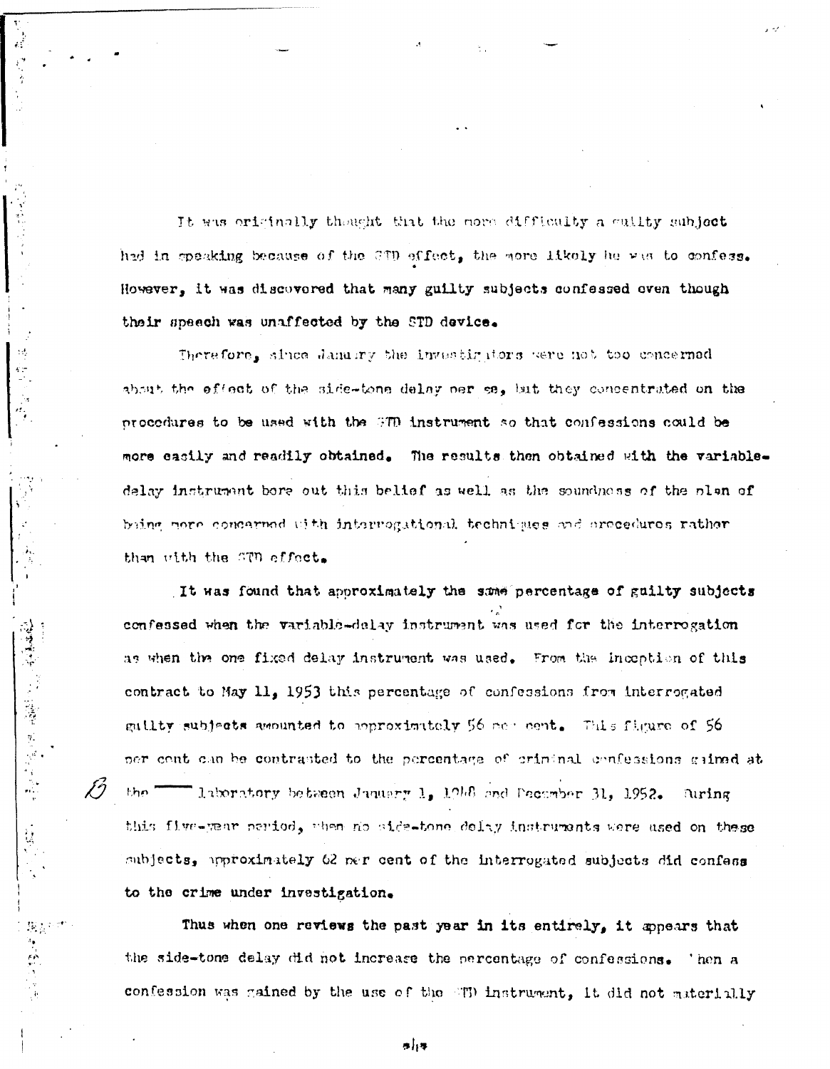It was originally thought that the more difficulty a guilty subject had in speaking because of the STD effect, the more likely he was to confess. However, it was discovered that many guilty subjects confessed even though their speech was unaffected by the STD device.

Therefore, since January the investigators were not too concerned about the effect of the side-tone delay per se, but they concentrated on the procedures to be used with the STD instrument so that confessions could be more easily and readily obtained. The results then obtained with the variable-delay instrument bore out this belief as well as the soundness of the plan of being more concerned with interrogational techniques and procedures rather than with the STD effect.

It was found that approximately the same percentage of guilty subjects confessed when the variable-delay instrument was used for the interrogation as when the one fixed delay instrument was used. From the inception of this contract to May 11, 1953 this percentage of confessions from interrogated guilty subjects amounted to approximately 56 per cent. This figure of 56 per cent can be contrasted to the percentage of criminal confessions gained at the ______ laboratory between January 1, 1948 and December 31, 1952. During this five-year period, when no side-tone delay instruments were used on these subjects, approximately 62 per cent of the interrogated subjects did confess to the crime under investigation.

Thus when one reviews the past year in its entirely, it appears that the side-tone delay did not increase the percentage of confessions. When a confession was gained by the use of the STD instrument, it did not materially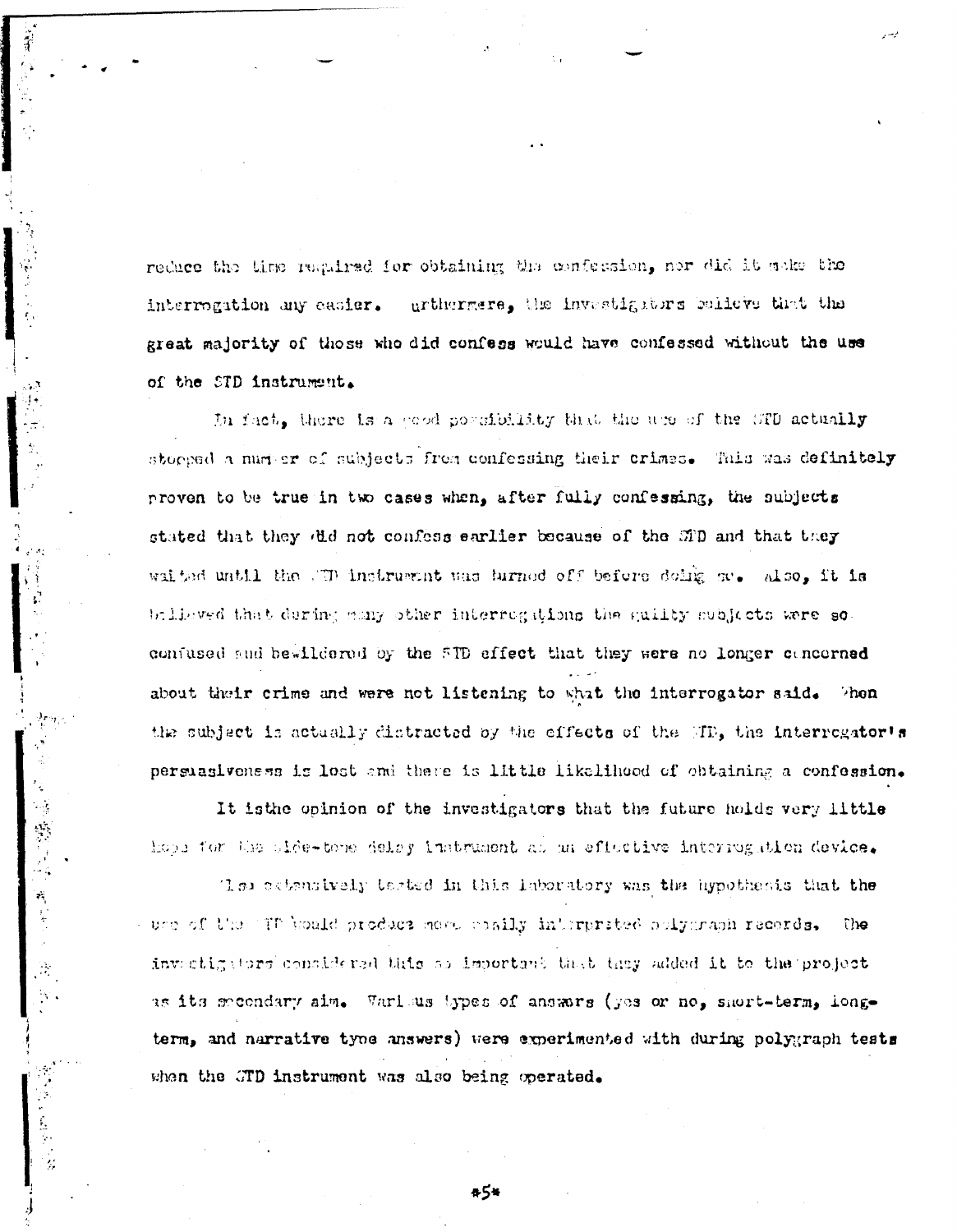reduce the time required for obtaining the confession, nor did it make the interrogation any easier. Furthermore, the investigators believe that the great majority of those who did confess would have confessed without the use of the STD instrument.

In fact, there is a good possibility that the use of the STD actually stopped a number of subjects from confessing their crimes. This was definitely proven to be true in two cases when, after fully confessing, the subjects stated that they did not confess earlier because of the STD and that they waited until the STD instrument was turned off before doing so. Also, it is believed that during many other interrogations the guilty subjects were so confused and bewildered by the STD effect that they were no longer concerned about their crime and were not listening to what the interrogator said. When the subject is actually distracted by the effects of the STD, the interrogator's persuasiveness is lost and there is little likelihood of obtaining a confession.

It isthe opinion of the investigators that the future holds very little hope for the side-tone delay instrument as an effective interrogation device.

Also extensively tested in this laboratory was the hypothesis that the use of the STD would produce more easily interpreted polygraph records. The investigators considered this so important that they added it to the project as its secondary aim. Various types of answers (yes or no, short-term, long-term, and narrative type answers) were experimented with during polygraph tests when the STD instrument was also being operated.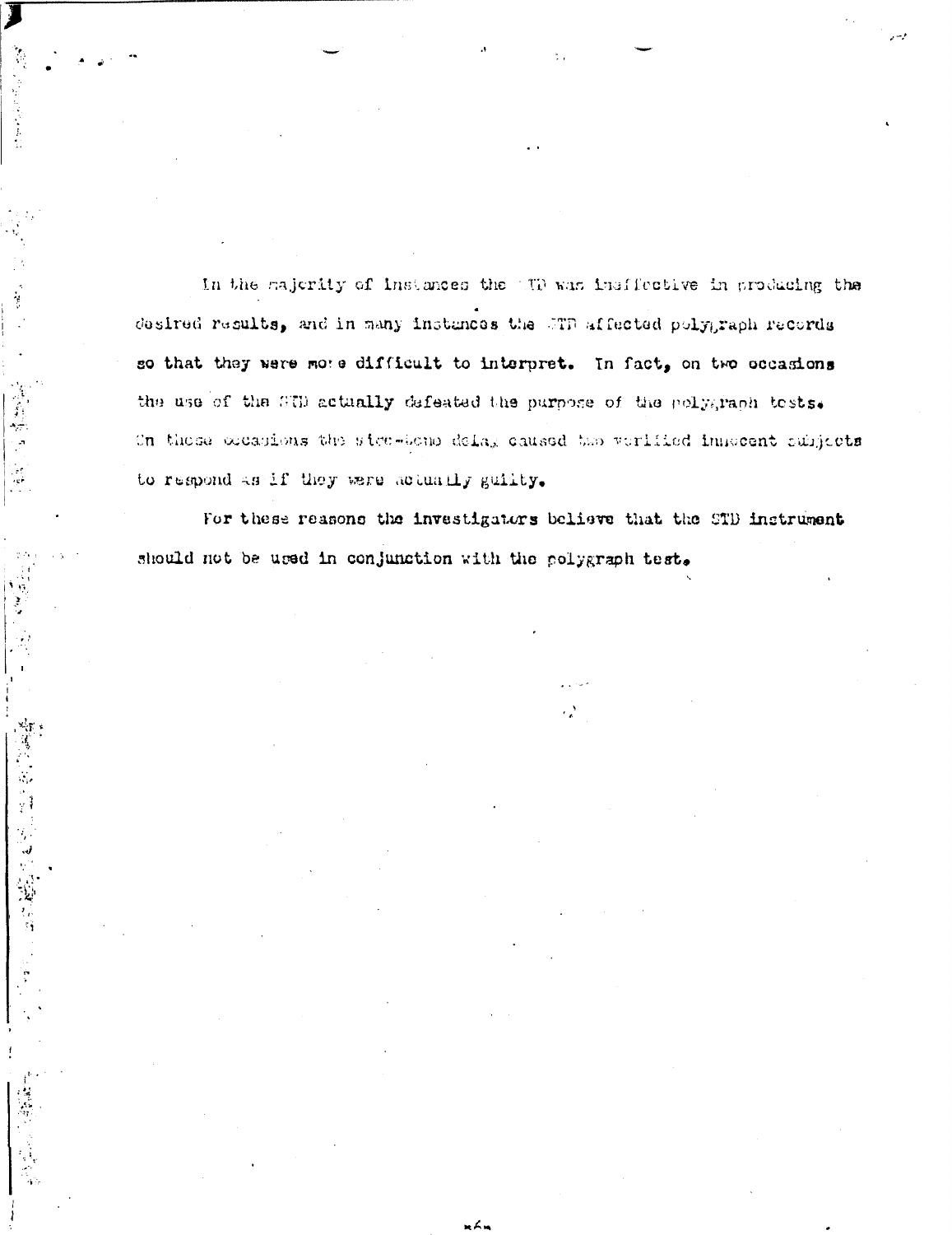In the majority of instances the STD was ineffective in producing the desired results, and in many instances the STD affected polygraph records so that they were more difficult to interpret. In fact, on two occasions the use of the STD actually defeated the purpose of the polygraph tests. On these occasions the stereo-echo delay caused two verified innocent subjects to respond as if they were actually guilty.

For these reasons the investigators believe that the STD instrument should not be used in conjunction with the polygraph test.